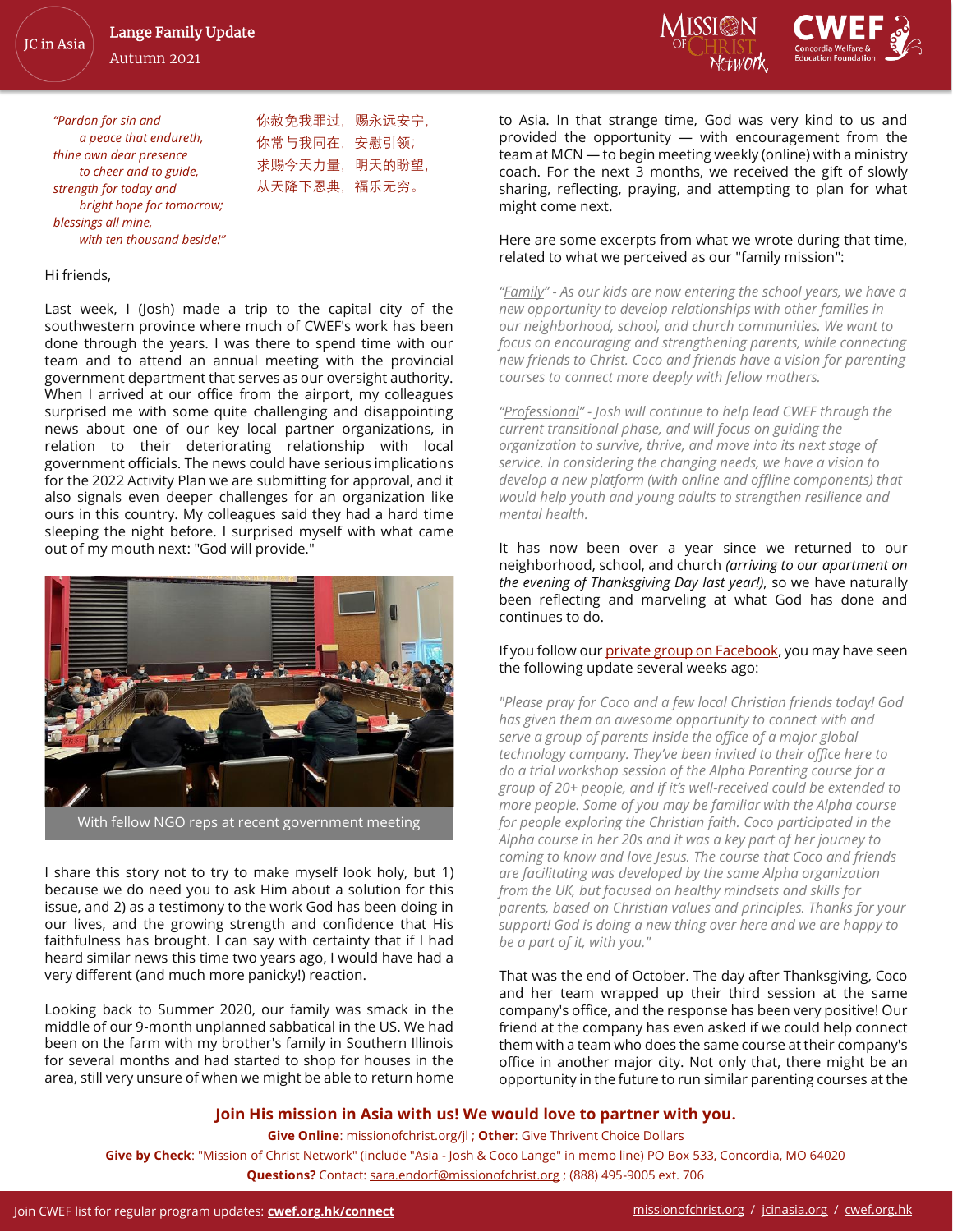# Lange Family Update

Autumn 2021

*"Pardon for sin and*
*a peace that endureth,*
*thine own dear presence*
*to cheer and to guide,*
*strength for today and*
*bright hope for tomorrow;*
*blessings all mine,*
*with ten thousand beside!"*

你赦免我罪过，赐永远安宁，
你常与我同在，安慰引领；
求赐今天力量，明天的盼望，
从天降下恩典，福乐无穷。

Hi friends,

Last week, I (Josh) made a trip to the capital city of the southwestern province where much of CWEF's work has been done through the years. I was there to spend time with our team and to attend an annual meeting with the provincial government department that serves as our oversight authority. When I arrived at our office from the airport, my colleagues surprised me with some quite challenging and disappointing news about one of our key local partner organizations, in relation to their deteriorating relationship with local government officials. The news could have serious implications for the 2022 Activity Plan we are submitting for approval, and it also signals even deeper challenges for an organization like ours in this country. My colleagues said they had a hard time sleeping the night before. I surprised myself with what came out of my mouth next: "God will provide."

With fellow NGO reps at recent government meeting

I share this story not to try to make myself look holy, but 1) because we do need you to ask Him about a solution for this issue, and 2) as a testimony to the work God has been doing in our lives, and the growing strength and confidence that His faithfulness has brought. I can say with certainty that if I had heard similar news this time two years ago, I would have had a very different (and much more panicky!) reaction.

Looking back to Summer 2020, our family was smack in the middle of our 9-month unplanned sabbatical in the US. We had been on the farm with my brother's family in Southern Illinois for several months and had started to shop for houses in the area, still very unsure of when we might be able to return home to Asia. In that strange time, God was very kind to us and provided the opportunity — with encouragement from the team at MCN — to begin meeting weekly (online) with a ministry coach. For the next 3 months, we received the gift of slowly sharing, reflecting, praying, and attempting to plan for what might come next.

Here are some excerpts from what we wrote during that time, related to what we perceived as our "family mission":

*"Family" - As our kids are now entering the school years, we have a new opportunity to develop relationships with other families in our neighborhood, school, and church communities. We want to focus on encouraging and strengthening parents, while connecting new friends to Christ. Coco and friends have a vision for parenting courses to connect more deeply with fellow mothers.*

*"Professional" - Josh will continue to help lead CWEF through the current transitional phase, and will focus on guiding the organization to survive, thrive, and move into its next stage of service. In considering the changing needs, we have a vision to develop a new platform (with online and offline components) that would help youth and young adults to strengthen resilience and mental health.*

It has now been over a year since we returned to our neighborhood, school, and church *(arriving to our apartment on the evening of Thanksgiving Day last year!)*, so we have naturally been reflecting and marveling at what God has done and continues to do.

If you follow our private group on Facebook, you may have seen the following update several weeks ago:

*"Please pray for Coco and a few local Christian friends today! God has given them an awesome opportunity to connect with and serve a group of parents inside the office of a major global technology company. They've been invited to their office here to do a trial workshop session of the Alpha Parenting course for a group of 20+ people, and if it's well-received could be extended to more people. Some of you may be familiar with the Alpha course for people exploring the Christian faith. Coco participated in the Alpha course in her 20s and it was a key part of her journey to coming to know and love Jesus. The course that Coco and friends are facilitating was developed by the same Alpha organization from the UK, but focused on healthy mindsets and skills for parents, based on Christian values and principles. Thanks for your support! God is doing a new thing over here and we are happy to be a part of it, with you."*

That was the end of October. The day after Thanksgiving, Coco and her team wrapped up their third session at the same company's office, and the response has been very positive! Our friend at the company has even asked if we could help connect them with a team who does the same course at their company's office in another major city. Not only that, there might be an opportunity in the future to run similar parenting courses at the

**Join His mission in Asia with us! We would love to partner with you.**

**Give Online**: missionofchrist.org/jl ; **Other**: Give Thrivent Choice Dollars

**Give by Check**: "Mission of Christ Network" (include "Asia - Josh & Coco Lange" in memo line) PO Box 533, Concordia, MO 64020

**Questions?** Contact: sara.endorf@missionofchrist.org ; (888) 495-9005 ext. 706

Join CWEF list for regular program updates: **cwef.org.hk/connect**

missionofchrist.org / jcinasia.org / cwef.org.hk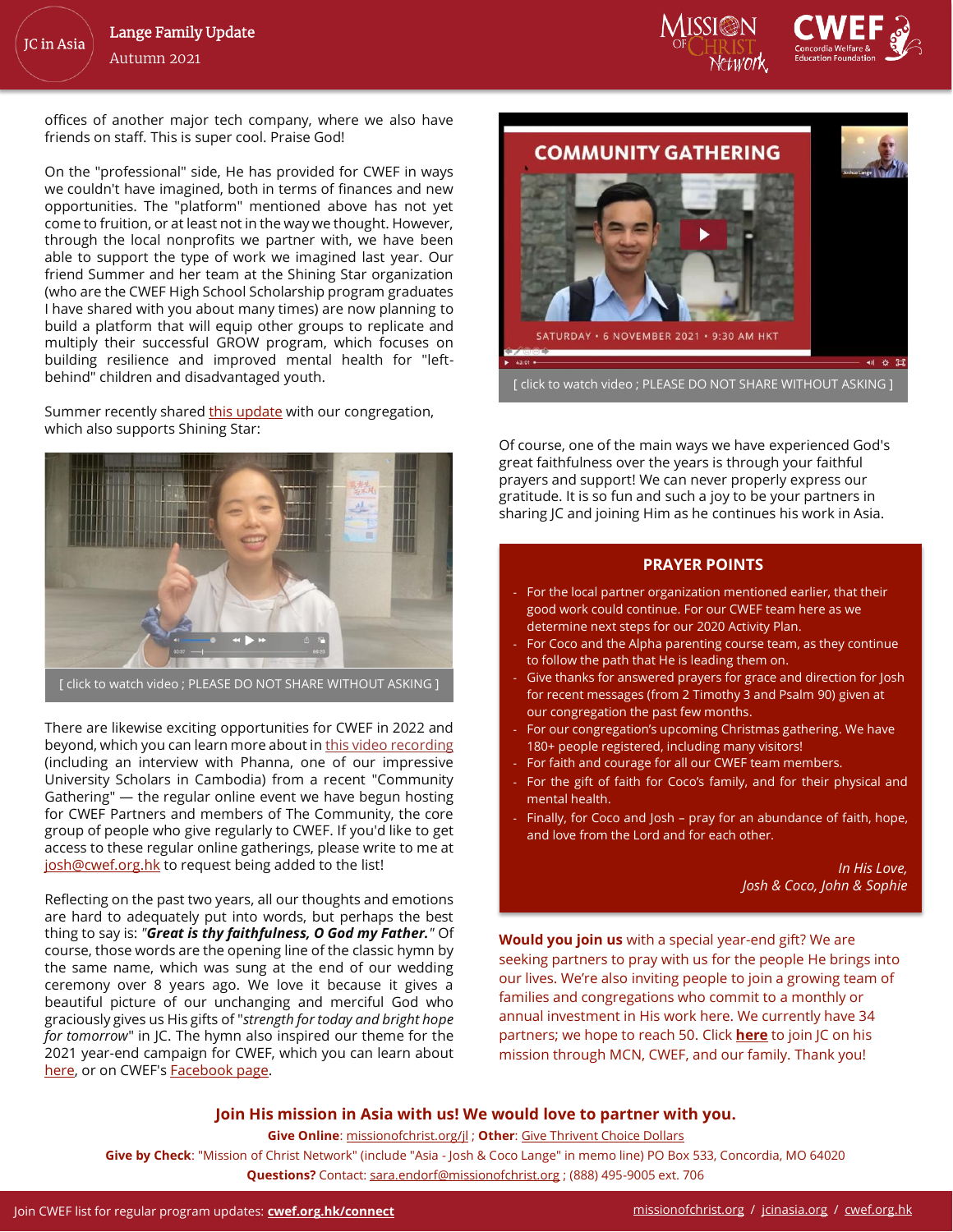offices of another major tech company, where we also have friends on staff. This is super cool. Praise God!

On the "professional" side, He has provided for CWEF in ways we couldn't have imagined, both in terms of finances and new opportunities. The "platform" mentioned above has not yet come to fruition, or at least not in the way we thought. However, through the local nonprofits we partner with, we have been able to support the type of work we imagined last year. Our friend Summer and her team at the Shining Star organization (who are the CWEF High School Scholarship program graduates I have shared with you about many times) are now planning to build a platform that will equip other groups to replicate and multiply their successful GROW program, which focuses on building resilience and improved mental health for "left-behind" children and disadvantaged youth.

Summer recently shared this update with our congregation, which also supports Shining Star:

[ click to watch video ; PLEASE DO NOT SHARE WITHOUT ASKING ]

There are likewise exciting opportunities for CWEF in 2022 and beyond, which you can learn more about in this video recording (including an interview with Phanna, one of our impressive University Scholars in Cambodia) from a recent "Community Gathering" — the regular online event we have begun hosting for CWEF Partners and members of The Community, the core group of people who give regularly to CWEF. If you'd like to get access to these regular online gatherings, please write to me at josh@cwef.org.hk to request being added to the list!

Reflecting on the past two years, all our thoughts and emotions are hard to adequately put into words, but perhaps the best thing to say is: *"**Great is thy faithfulness, O God my Father.**"* Of course, those words are the opening line of the classic hymn by the same name, which was sung at the end of our wedding ceremony over 8 years ago. We love it because it gives a beautiful picture of our unchanging and merciful God who graciously gives us His gifts of "*strength for today and bright hope for tomorrow*" in JC. The hymn also inspired our theme for the 2021 year-end campaign for CWEF, which you can learn about here, or on CWEF's Facebook page.

COMMUNITY GATHERING

SATURDAY • 6 NOVEMBER 2021 • 9:30 AM HKT

[ click to watch video ; PLEASE DO NOT SHARE WITHOUT ASKING ]

Of course, one of the main ways we have experienced God's great faithfulness over the years is through your faithful prayers and support! We can never properly express our gratitude. It is so fun and such a joy to be your partners in sharing JC and joining Him as he continues his work in Asia.

## PRAYER POINTS

- For the local partner organization mentioned earlier, that their good work could continue. For our CWEF team here as we determine next steps for our 2020 Activity Plan.
- For Coco and the Alpha parenting course team, as they continue to follow the path that He is leading them on.
- Give thanks for answered prayers for grace and direction for Josh for recent messages (from 2 Timothy 3 and Psalm 90) given at our congregation the past few months.
- For our congregation's upcoming Christmas gathering. We have 180+ people registered, including many visitors!
- For faith and courage for all our CWEF team members.
- For the gift of faith for Coco's family, and for their physical and mental health.
- Finally, for Coco and Josh – pray for an abundance of faith, hope, and love from the Lord and for each other.

*In His Love,*
*Josh & Coco, John & Sophie*

**Would you join us** with a special year-end gift? We are seeking partners to pray with us for the people He brings into our lives. We're also inviting people to join a growing team of families and congregations who commit to a monthly or annual investment in His work here. We currently have 34 partners; we hope to reach 50. Click **here** to join JC on his mission through MCN, CWEF, and our family. Thank you!

**Join His mission in Asia with us! We would love to partner with you.**

**Give Online**: missionofchrist.org/jl ; **Other**: Give Thrivent Choice Dollars

**Give by Check**: "Mission of Christ Network" (include "Asia - Josh & Coco Lange" in memo line) PO Box 533, Concordia, MO 64020

**Questions?** Contact: sara.endorf@missionofchrist.org ; (888) 495-9005 ext. 706

Join CWEF list for regular program updates: **cwef.org.hk/connect**

missionofchrist.org / jcinasia.org / cwef.org.hk